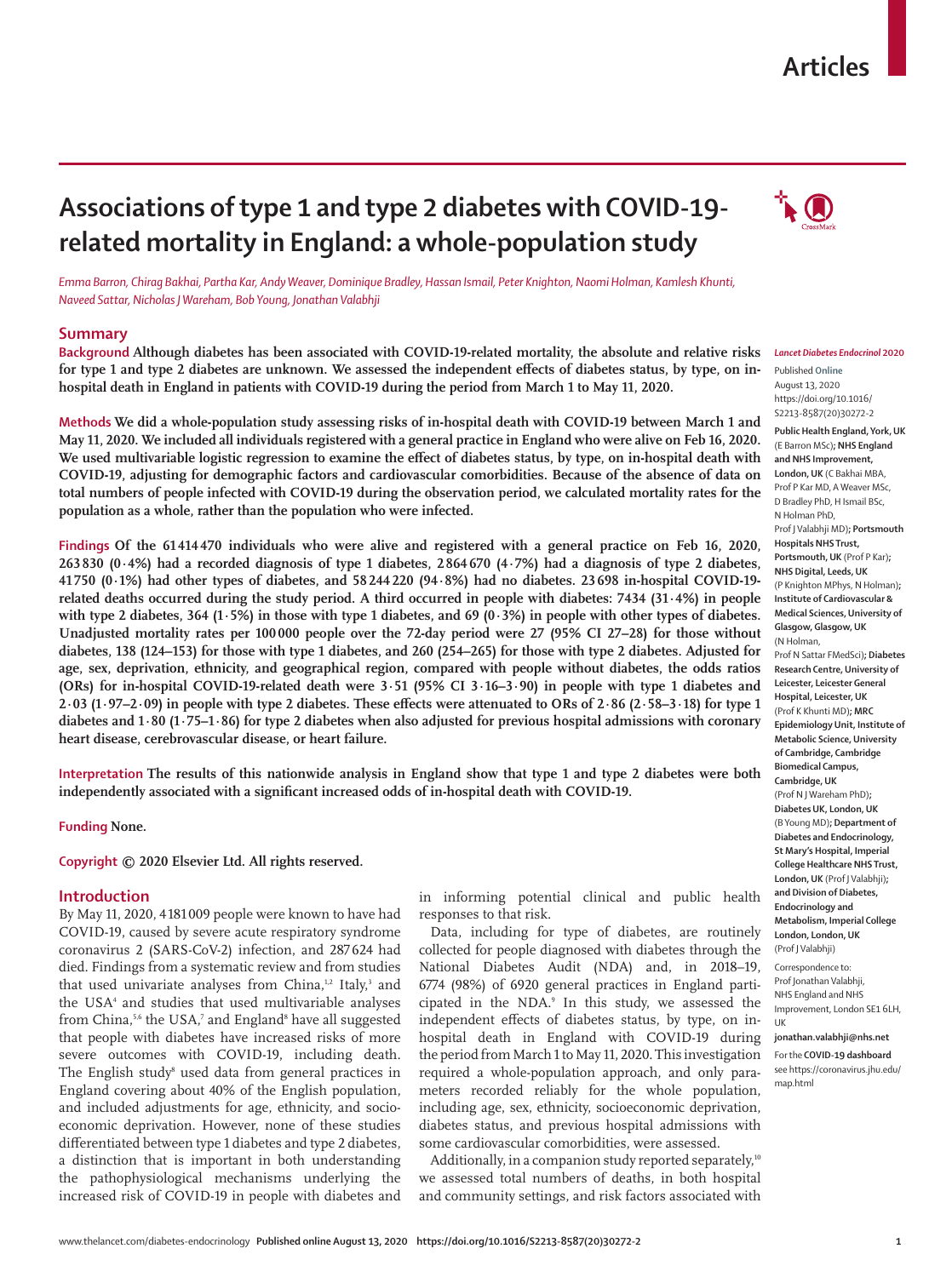# Associations of type 1 and type 2 diabetes with COVID-19-related mortality in England: a whole-population study

*Emma Barron, Chirag Bakhai, Partha Kar, Andy Weaver, Dominique Bradley, Hassan Ismail, Peter Knighton, Naomi Holman, Kamlesh Khunti, Naveed Sattar, Nicholas J Wareham, Bob Young, Jonathan Valabhji*

## Summary

**Background** Although diabetes has been associated with COVID-19-related mortality, the absolute and relative risks for type 1 and type 2 diabetes are unknown. We assessed the independent effects of diabetes status, by type, on in-hospital death in England in patients with COVID-19 during the period from March 1 to May 11, 2020.

**Methods** We did a whole-population study assessing risks of in-hospital death with COVID-19 between March 1 and May 11, 2020. We included all individuals registered with a general practice in England who were alive on Feb 16, 2020. We used multivariable logistic regression to examine the effect of diabetes status, by type, on in-hospital death with COVID-19, adjusting for demographic factors and cardiovascular comorbidities. Because of the absence of data on total numbers of people infected with COVID-19 during the observation period, we calculated mortality rates for the population as a whole, rather than the population who were infected.

**Findings** Of the 61 414 470 individuals who were alive and registered with a general practice on Feb 16, 2020, 263 830 (0·4%) had a recorded diagnosis of type 1 diabetes, 2 864 670 (4·7%) had a diagnosis of type 2 diabetes, 41 750 (0·1%) had other types of diabetes, and 58 244 220 (94·8%) had no diabetes. 23 698 in-hospital COVID-19-related deaths occurred during the study period. A third occurred in people with diabetes: 7434 (31·4%) in people with type 2 diabetes, 364 (1·5%) in those with type 1 diabetes, and 69 (0·3%) in people with other types of diabetes. Unadjusted mortality rates per 100 000 people over the 72-day period were 27 (95% CI 27–28) for those without diabetes, 138 (124–153) for those with type 1 diabetes, and 260 (254–265) for those with type 2 diabetes. Adjusted for age, sex, deprivation, ethnicity, and geographical region, compared with people without diabetes, the odds ratios (ORs) for in-hospital COVID-19-related death were 3·51 (95% CI 3·16–3·90) in people with type 1 diabetes and 2·03 (1·97–2·09) in people with type 2 diabetes. These effects were attenuated to ORs of 2·86 (2·58–3·18) for type 1 diabetes and 1·80 (1·75–1·86) for type 2 diabetes when also adjusted for previous hospital admissions with coronary heart disease, cerebrovascular disease, or heart failure.

**Interpretation** The results of this nationwide analysis in England show that type 1 and type 2 diabetes were both independently associated with a significant increased odds of in-hospital death with COVID-19.

**Funding** None.

**Copyright** © 2020 Elsevier Ltd. All rights reserved.

*Lancet Diabetes Endocrinol* 2020

Published Online August 13, 2020 https://doi.org/10.1016/S2213-8587(20)30272-2

Public Health England, York, UK (E Barron MSc); NHS England and NHS Improvement, London, UK (C Bakhai MBA, Prof P Kar MD, A Weaver MSc, D Bradley PhD, H Ismail BSc, N Holman PhD, Prof J Valabhji MD); Portsmouth Hospitals NHS Trust, Portsmouth, UK (Prof P Kar); NHS Digital, Leeds, UK (P Knighton MPhys, N Holman); Institute of Cardiovascular & Medical Sciences, University of Glasgow, Glasgow, UK (N Holman, Prof N Sattar FMedSci); Diabetes Research Centre, University of Leicester, Leicester General Hospital, Leicester, UK (Prof K Khunti MD); MRC Epidemiology Unit, Institute of Metabolic Science, University of Cambridge, Cambridge Biomedical Campus, Cambridge, UK (Prof N J Wareham PhD); Diabetes UK, London, UK (B Young MD); Department of Diabetes and Endocrinology, St Mary's Hospital, Imperial College Healthcare NHS Trust, London, UK (Prof J Valabhji); and Division of Diabetes, Endocrinology and Metabolism, Imperial College London, London, UK (Prof J Valabhji)

Correspondence to: Prof Jonathan Valabhji, NHS England and NHS Improvement, London SE1 6LH, UK **jonathan.valabhji@nhs.net**

For the **COVID-19 dashboard** see https://coronavirus.jhu.edu/map.html

## Introduction

By May 11, 2020, 4 181 009 people were known to have had COVID-19, caused by severe acute respiratory syndrome coronavirus 2 (SARS-CoV-2) infection, and 287 624 had died. Findings from a systematic review and from studies that used univariate analyses from China,[1,2] Italy,[3] and the USA[4] and studies that used multivariable analyses from China,[5,6] the USA,[7] and England[8] have all suggested that people with diabetes have increased risks of more severe outcomes with COVID-19, including death. The English study[8] used data from general practices in England covering about 40% of the English population, and included adjustments for age, ethnicity, and socioeconomic deprivation. However, none of these studies differentiated between type 1 diabetes and type 2 diabetes, a distinction that is important in both understanding the pathophysiological mechanisms underlying the increased risk of COVID-19 in people with diabetes and in informing potential clinical and public health responses to that risk.

Data, including for type of diabetes, are routinely collected for people diagnosed with diabetes through the National Diabetes Audit (NDA) and, in 2018–19, 6774 (98%) of 6920 general practices in England participated in the NDA.[9] In this study, we assessed the independent effects of diabetes status, by type, on in-hospital death in England with COVID-19 during the period from March 1 to May 11, 2020. This investigation required a whole-population approach, and only parameters recorded reliably for the whole population, including age, sex, ethnicity, socioeconomic deprivation, diabetes status, and previous hospital admissions with some cardiovascular comorbidities, were assessed.

Additionally, in a companion study reported separately,[10] we assessed total numbers of deaths, in both hospital and community settings, and risk factors associated with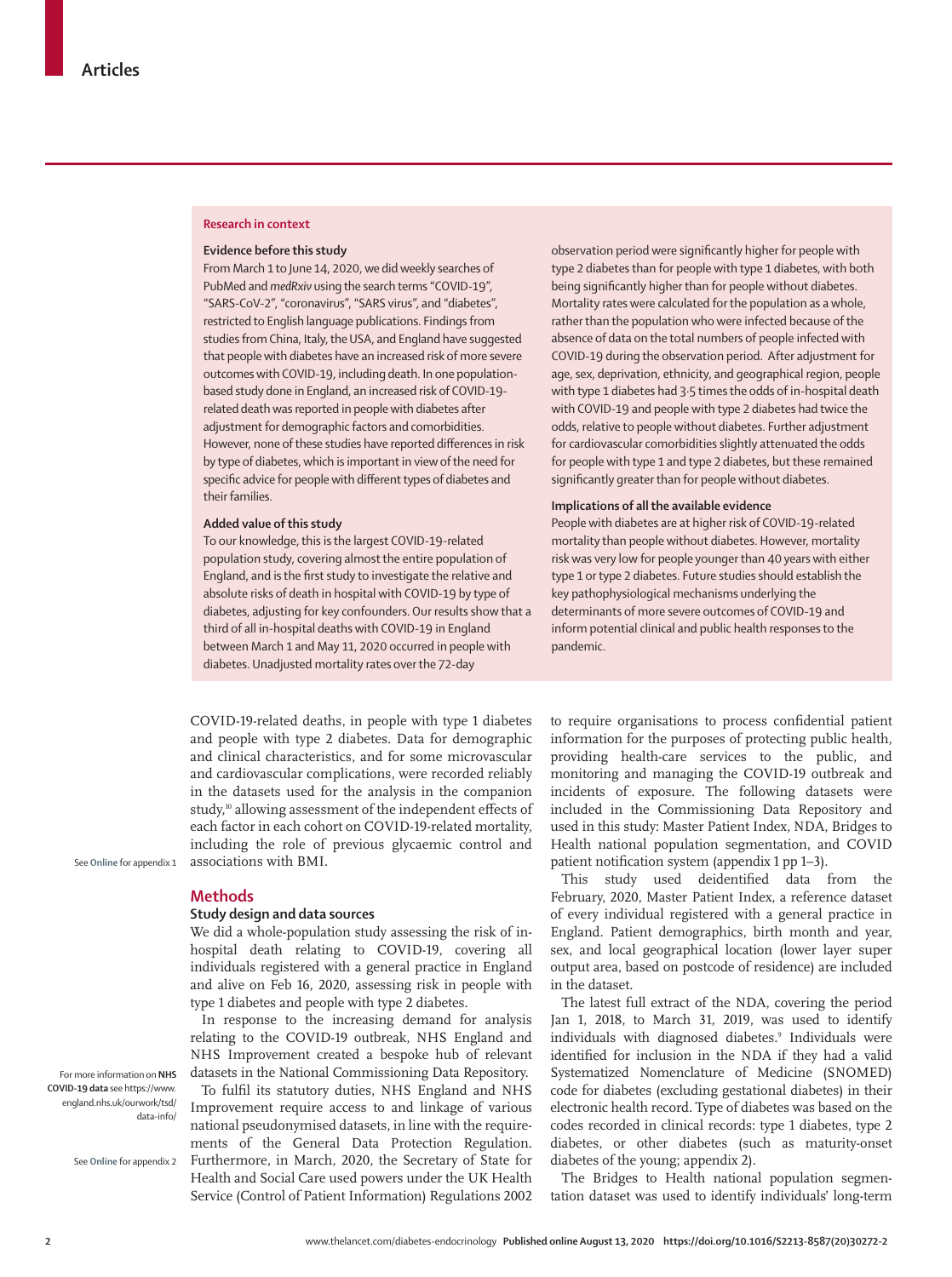## Research in context

### Evidence before this study

From March 1 to June 14, 2020, we did weekly searches of PubMed and *medRxiv* using the search terms "COVID-19", "SARS-CoV-2", "coronavirus", "SARS virus", and "diabetes", restricted to English language publications. Findings from studies from China, Italy, the USA, and England have suggested that people with diabetes have an increased risk of more severe outcomes with COVID-19, including death. In one population-based study done in England, an increased risk of COVID-19-related death was reported in people with diabetes after adjustment for demographic factors and comorbidities. However, none of these studies have reported differences in risk by type of diabetes, which is important in view of the need for specific advice for people with different types of diabetes and their families.

### Added value of this study

To our knowledge, this is the largest COVID-19-related population study, covering almost the entire population of England, and is the first study to investigate the relative and absolute risks of death in hospital with COVID-19 by type of diabetes, adjusting for key confounders. Our results show that a third of all in-hospital deaths with COVID-19 in England between March 1 and May 11, 2020 occurred in people with diabetes. Unadjusted mortality rates over the 72-day observation period were significantly higher for people with type 2 diabetes than for people with type 1 diabetes, with both being significantly higher than for people without diabetes. Mortality rates were calculated for the population as a whole, rather than the population who were infected because of the absence of data on the total numbers of people infected with COVID-19 during the observation period. After adjustment for age, sex, deprivation, ethnicity, and geographical region, people with type 1 diabetes had 3·5 times the odds of in-hospital death with COVID-19 and people with type 2 diabetes had twice the odds, relative to people without diabetes. Further adjustment for cardiovascular comorbidities slightly attenuated the odds for people with type 1 and type 2 diabetes, but these remained significantly greater than for people without diabetes.

### Implications of all the available evidence

People with diabetes are at higher risk of COVID-19-related mortality than people without diabetes. However, mortality risk was very low for people younger than 40 years with either type 1 or type 2 diabetes. Future studies should establish the key pathophysiological mechanisms underlying the determinants of more severe outcomes of COVID-19 and inform potential clinical and public health responses to the pandemic.

COVID-19-related deaths, in people with type 1 diabetes and people with type 2 diabetes. Data for demographic and clinical characteristics, and for some microvascular and cardiovascular complications, were recorded reliably in the datasets used for the analysis in the companion study,[10] allowing assessment of the independent effects of each factor in each cohort on COVID-19-related mortality, including the role of previous glycaemic control and associations with BMI.

See **Online** for appendix 1

## Methods

### Study design and data sources

We did a whole-population study assessing the risk of in-hospital death relating to COVID-19, covering all individuals registered with a general practice in England and alive on Feb 16, 2020, assessing risk in people with type 1 diabetes and people with type 2 diabetes.

In response to the increasing demand for analysis relating to the COVID-19 outbreak, NHS England and NHS Improvement created a bespoke hub of relevant datasets in the National Commissioning Data Repository.

For more information on **NHS COVID-19 data** see https://www.england.nhs.uk/ourwork/tsd/data-info/

To fulfil its statutory duties, NHS England and NHS Improvement require access to and linkage of various national pseudonymised datasets, in line with the requirements of the General Data Protection Regulation. Furthermore, in March, 2020, the Secretary of State for Health and Social Care used powers under the UK Health Service (Control of Patient Information) Regulations 2002 to require organisations to process confidential patient information for the purposes of protecting public health, providing health-care services to the public, and monitoring and managing the COVID-19 outbreak and incidents of exposure. The following datasets were included in the Commissioning Data Repository and used in this study: Master Patient Index, NDA, Bridges to Health national population segmentation, and COVID patient notification system (appendix 1 pp 1–3).

See **Online** for appendix 2

This study used deidentified data from the February, 2020, Master Patient Index, a reference dataset of every individual registered with a general practice in England. Patient demographics, birth month and year, sex, and local geographical location (lower layer super output area, based on postcode of residence) are included in the dataset.

The latest full extract of the NDA, covering the period Jan 1, 2018, to March 31, 2019, was used to identify individuals with diagnosed diabetes.[9] Individuals were identified for inclusion in the NDA if they had a valid Systematized Nomenclature of Medicine (SNOMED) code for diabetes (excluding gestational diabetes) in their electronic health record. Type of diabetes was based on the codes recorded in clinical records: type 1 diabetes, type 2 diabetes, or other diabetes (such as maturity-onset diabetes of the young; appendix 2).

The Bridges to Health national population segmentation dataset was used to identify individuals' long-term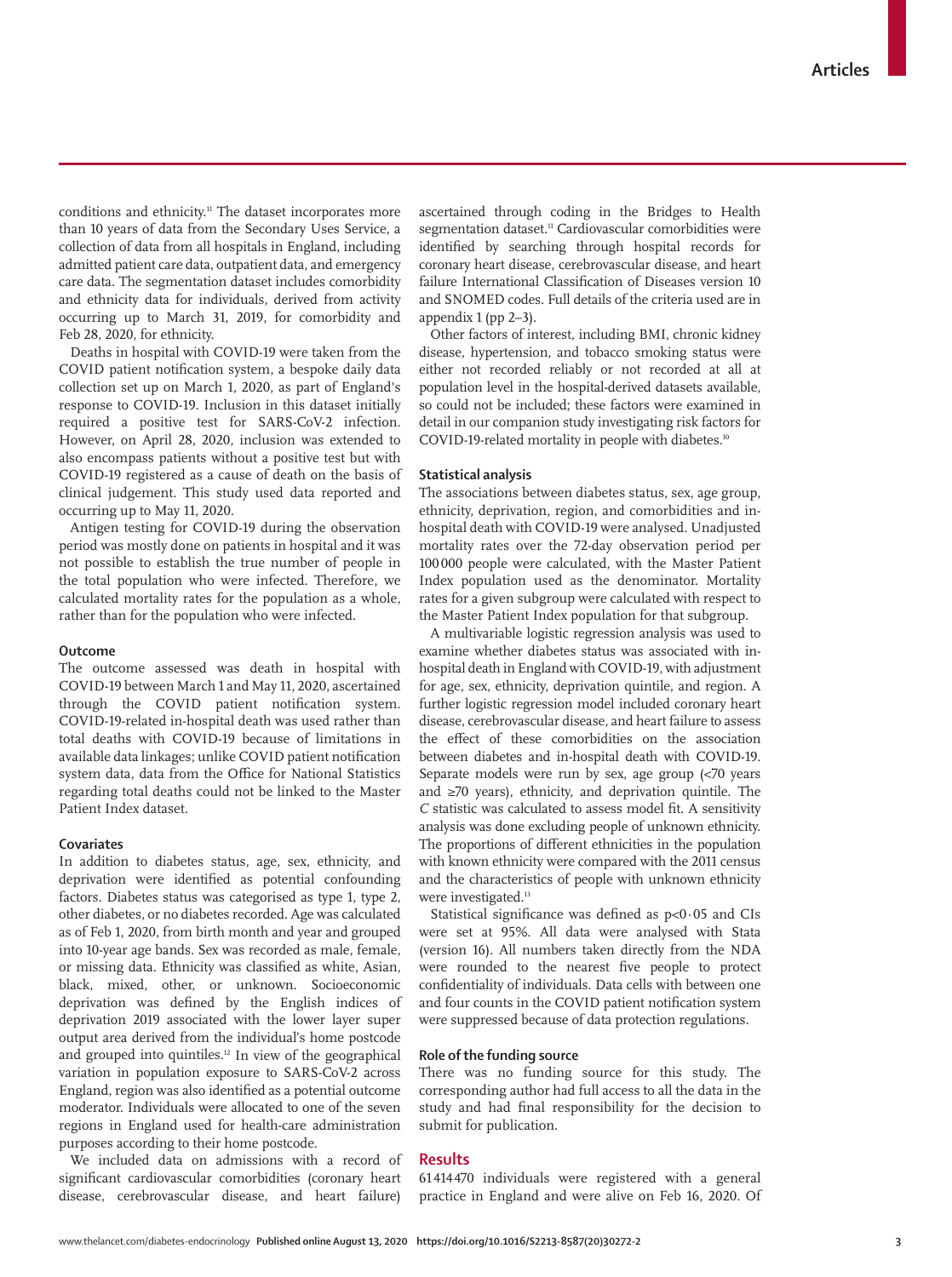conditions and ethnicity.[11] The dataset incorporates more than 10 years of data from the Secondary Uses Service, a collection of data from all hospitals in England, including admitted patient care data, outpatient data, and emergency care data. The segmentation dataset includes comorbidity and ethnicity data for individuals, derived from activity occurring up to March 31, 2019, for comorbidity and Feb 28, 2020, for ethnicity.

Deaths in hospital with COVID-19 were taken from the COVID patient notification system, a bespoke daily data collection set up on March 1, 2020, as part of England's response to COVID-19. Inclusion in this dataset initially required a positive test for SARS-CoV-2 infection. However, on April 28, 2020, inclusion was extended to also encompass patients without a positive test but with COVID-19 registered as a cause of death on the basis of clinical judgement. This study used data reported and occurring up to May 11, 2020.

Antigen testing for COVID-19 during the observation period was mostly done on patients in hospital and it was not possible to establish the true number of people in the total population who were infected. Therefore, we calculated mortality rates for the population as a whole, rather than for the population who were infected.

### Outcome

The outcome assessed was death in hospital with COVID-19 between March 1 and May 11, 2020, ascertained through the COVID patient notification system. COVID-19-related in-hospital death was used rather than total deaths with COVID-19 because of limitations in available data linkages; unlike COVID patient notification system data, data from the Office for National Statistics regarding total deaths could not be linked to the Master Patient Index dataset.

### Covariates

In addition to diabetes status, age, sex, ethnicity, and deprivation were identified as potential confounding factors. Diabetes status was categorised as type 1, type 2, other diabetes, or no diabetes recorded. Age was calculated as of Feb 1, 2020, from birth month and year and grouped into 10-year age bands. Sex was recorded as male, female, or missing data. Ethnicity was classified as white, Asian, black, mixed, other, or unknown. Socioeconomic deprivation was defined by the English indices of deprivation 2019 associated with the lower layer super output area derived from the individual's home postcode and grouped into quintiles.[12] In view of the geographical variation in population exposure to SARS-CoV-2 across England, region was also identified as a potential outcome moderator. Individuals were allocated to one of the seven regions in England used for health-care administration purposes according to their home postcode.

We included data on admissions with a record of significant cardiovascular comorbidities (coronary heart disease, cerebrovascular disease, and heart failure) ascertained through coding in the Bridges to Health segmentation dataset.[11] Cardiovascular comorbidities were identified by searching through hospital records for coronary heart disease, cerebrovascular disease, and heart failure International Classification of Diseases version 10 and SNOMED codes. Full details of the criteria used are in appendix 1 (pp 2–3).

Other factors of interest, including BMI, chronic kidney disease, hypertension, and tobacco smoking status were either not recorded reliably or not recorded at all at population level in the hospital-derived datasets available, so could not be included; these factors were examined in detail in our companion study investigating risk factors for COVID-19-related mortality in people with diabetes.[10]

### Statistical analysis

The associations between diabetes status, sex, age group, ethnicity, deprivation, region, and comorbidities and in-hospital death with COVID-19 were analysed. Unadjusted mortality rates over the 72-day observation period per 100 000 people were calculated, with the Master Patient Index population used as the denominator. Mortality rates for a given subgroup were calculated with respect to the Master Patient Index population for that subgroup.

A multivariable logistic regression analysis was used to examine whether diabetes status was associated with in-hospital death in England with COVID-19, with adjustment for age, sex, ethnicity, deprivation quintile, and region. A further logistic regression model included coronary heart disease, cerebrovascular disease, and heart failure to assess the effect of these comorbidities on the association between diabetes and in-hospital death with COVID-19. Separate models were run by sex, age group (<70 years and ≥70 years), ethnicity, and deprivation quintile. The *C* statistic was calculated to assess model fit. A sensitivity analysis was done excluding people of unknown ethnicity. The proportions of different ethnicities in the population with known ethnicity were compared with the 2011 census and the characteristics of people with unknown ethnicity were investigated.[13]

Statistical significance was defined as $p<0·05$ and CIs were set at 95%. All data were analysed with Stata (version 16). All numbers taken directly from the NDA were rounded to the nearest five people to protect confidentiality of individuals. Data cells with between one and four counts in the COVID patient notification system were suppressed because of data protection regulations.

### Role of the funding source

There was no funding source for this study. The corresponding author had full access to all the data in the study and had final responsibility for the decision to submit for publication.

## Results

61 414 470 individuals were registered with a general practice in England and were alive on Feb 16, 2020. Of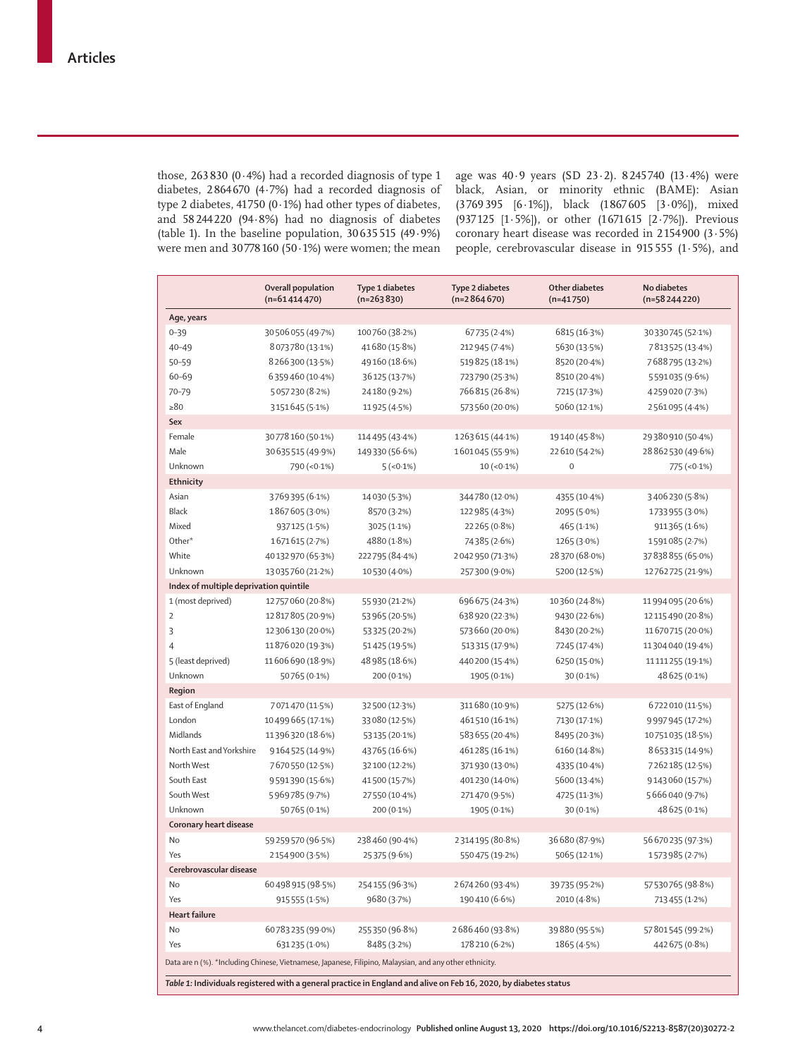those, 263 830 (0·4%) had a recorded diagnosis of type 1 diabetes, 2 864 670 (4·7%) had a recorded diagnosis of type 2 diabetes, 41 750 (0·1%) had other types of diabetes, and 58 244 220 (94·8%) had no diagnosis of diabetes (table 1). In the baseline population, 30 635 515 (49·9%) were men and 30 778 160 (50·1%) were women; the mean age was 40·9 years (SD 23·2). 8 245 740 (13·4%) were black, Asian, or minority ethnic (BAME): Asian (3 769 395 [6·1%]), black (1 867 605 [3·0%]), mixed (937 125 [1·5%]), or other (1 671 615 [2·7%]). Previous coronary heart disease was recorded in 2 154 900 (3·5%) people, cerebrovascular disease in 915 555 (1·5%), and

| | Overall population (n=61 414 470) | Type 1 diabetes (n=263 830) | Type 2 diabetes (n=2 864 670) | Other diabetes (n=41 750) | No diabetes (n=58 244 220) |
|---|---|---|---|---|---|
| **Age, years** | | | | | |
| 0–39 | 30 506 055 (49·7%) | 100 760 (38·2%) | 67 735 (2·4%) | 6815 (16·3%) | 30 330 745 (52·1%) |
| 40–49 | 8 073 780 (13·1%) | 41 680 (15·8%) | 212 945 (7·4%) | 5630 (13·5%) | 7 813 525 (13·4%) |
| 50–59 | 8 266 300 (13·5%) | 49 160 (18·6%) | 519 825 (18·1%) | 8520 (20·4%) | 7 688 795 (13·2%) |
| 60–69 | 6 359 460 (10·4%) | 36 125 (13·7%) | 723 790 (25·3%) | 8510 (20·4%) | 5 591 035 (9·6%) |
| 70–79 | 5 057 230 (8·2%) | 24 180 (9·2%) | 766 815 (26·8%) | 7215 (17·3%) | 4 259 020 (7·3%) |
| ≥80 | 3 151 645 (5·1%) | 11 925 (4·5%) | 573 560 (20·0%) | 5060 (12·1%) | 2 561 095 (4·4%) |
| **Sex** | | | | | |
| Female | 30 778 160 (50·1%) | 114 495 (43·4%) | 1 263 615 (44·1%) | 19 140 (45·8%) | 29 380 910 (50·4%) |
| Male | 30 635 515 (49·9%) | 149 330 (56·6%) | 1 601 045 (55·9%) | 22 610 (54·2%) | 28 862 530 (49·6%) |
| Unknown | 790 (<0·1%) | 5 (<0·1%) | 10 (<0·1%) | 0 | 775 (<0·1%) |
| **Ethnicity** | | | | | |
| Asian | 3 769 395 (6·1%) | 14 030 (5·3%) | 344 780 (12·0%) | 4355 (10·4%) | 3 406 230 (5·8%) |
| Black | 1 867 605 (3·0%) | 8570 (3·2%) | 122 985 (4·3%) | 2095 (5·0%) | 1 733 955 (3·0%) |
| Mixed | 937 125 (1·5%) | 3025 (1·1%) | 22 265 (0·8%) | 465 (1·1%) | 911 365 (1·6%) |
| Other* | 1 671 615 (2·7%) | 4880 (1·8%) | 74 385 (2·6%) | 1265 (3·0%) | 1 591 085 (2·7%) |
| White | 40 132 970 (65·3%) | 222 795 (84·4%) | 2 042 950 (71·3%) | 28 370 (68·0%) | 37 838 855 (65·0%) |
| Unknown | 13 035 760 (21·2%) | 10 530 (4·0%) | 257 300 (9·0%) | 5200 (12·5%) | 12 762 725 (21·9%) |
| **Index of multiple deprivation quintile** | | | | | |
| 1 (most deprived) | 12 757 060 (20·8%) | 55 930 (21·2%) | 696 675 (24·3%) | 10 360 (24·8%) | 11 994 095 (20·6%) |
| 2 | 12 817 805 (20·9%) | 53 965 (20·5%) | 638 920 (22·3%) | 9430 (22·6%) | 12 115 490 (20·8%) |
| 3 | 12 306 130 (20·0%) | 53 325 (20·2%) | 573 660 (20·0%) | 8430 (20·2%) | 11 670 715 (20·0%) |
| 4 | 11 876 020 (19·3%) | 51 425 (19·5%) | 513 315 (17·9%) | 7245 (17·4%) | 11 304 040 (19·4%) |
| 5 (least deprived) | 11 606 690 (18·9%) | 48 985 (18·6%) | 440 200 (15·4%) | 6250 (15·0%) | 11 111 255 (19·1%) |
| Unknown | 50 765 (0·1%) | 200 (0·1%) | 1905 (0·1%) | 30 (0·1%) | 48 625 (0·1%) |
| **Region** | | | | | |
| East of England | 7 071 470 (11·5%) | 32 500 (12·3%) | 311 680 (10·9%) | 5275 (12·6%) | 6 722 010 (11·5%) |
| London | 10 499 665 (17·1%) | 33 080 (12·5%) | 461 510 (16·1%) | 7130 (17·1%) | 9 997 945 (17·2%) |
| Midlands | 11 396 320 (18·6%) | 53 135 (20·1%) | 583 655 (20·4%) | 8495 (20·3%) | 10 751 035 (18·5%) |
| North East and Yorkshire | 9 164 525 (14·9%) | 43 765 (16·6%) | 461 285 (16·1%) | 6160 (14·8%) | 8 653 315 (14·9%) |
| North West | 7 670 550 (12·5%) | 32 100 (12·2%) | 371 930 (13·0%) | 4335 (10·4%) | 7 262 185 (12·5%) |
| South East | 9 591 390 (15·6%) | 41 500 (15·7%) | 401 230 (14·0%) | 5600 (13·4%) | 9 143 060 (15·7%) |
| South West | 5 969 785 (9·7%) | 27 550 (10·4%) | 271 470 (9·5%) | 4725 (11·3%) | 5 666 040 (9·7%) |
| Unknown | 50 765 (0·1%) | 200 (0·1%) | 1905 (0·1%) | 30 (0·1%) | 48 625 (0·1%) |
| **Coronary heart disease** | | | | | |
| No | 59 259 570 (96·5%) | 238 460 (90·4%) | 2 314 195 (80·8%) | 36 680 (87·9%) | 56 670 235 (97·3%) |
| Yes | 2 154 900 (3·5%) | 25 375 (9·6%) | 550 475 (19·2%) | 5065 (12·1%) | 1 573 985 (2·7%) |
| **Cerebrovascular disease** | | | | | |
| No | 60 498 915 (98·5%) | 254 155 (96·3%) | 2 674 260 (93·4%) | 39 735 (95·2%) | 57 530 765 (98·8%) |
| Yes | 915 555 (1·5%) | 9680 (3·7%) | 190 410 (6·6%) | 2010 (4·8%) | 713 455 (1·2%) |
| **Heart failure** | | | | | |
| No | 60 783 235 (99·0%) | 255 350 (96·8%) | 2 686 460 (93·8%) | 39 880 (95·5%) | 57 801 545 (99·2%) |
| Yes | 631 235 (1·0%) | 8485 (3·2%) | 178 210 (6·2%) | 1865 (4·5%) | 442 675 (0·8%) |

Data are n (%). *Including Chinese, Vietnamese, Japanese, Filipino, Malaysian, and any other ethnicity.

*Table 1:* **Individuals registered with a general practice in England and alive on Feb 16, 2020, by diabetes status**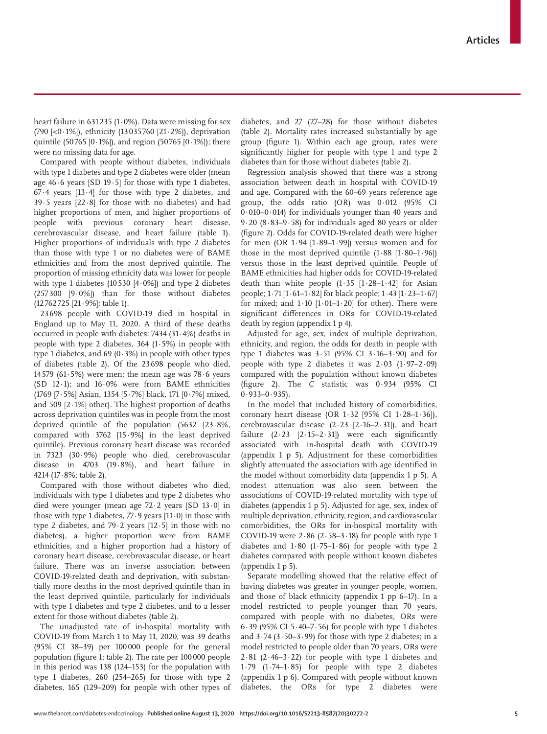heart failure in 631 235 (1·0%). Data were missing for sex (790 [<0·1%]), ethnicity (13 035 760 [21·2%]), deprivation quintile (50 765 [0·1%]), and region (50 765 [0·1%]); there were no missing data for age.

Compared with people without diabetes, individuals with type 1 diabetes and type 2 diabetes were older (mean age 46·6 years [SD 19·5] for those with type 1 diabetes, 67·4 years [13·4] for those with type 2 diabetes, and 39·5 years [22·8] for those with no diabetes) and had higher proportions of men, and higher proportions of people with previous coronary heart disease, cerebrovascular disease, and heart failure (table 1). Higher proportions of individuals with type 2 diabetes than those with type 1 or no diabetes were of BAME ethnicities and from the most deprived quintile. The proportion of missing ethnicity data was lower for people with type 1 diabetes (10 530 [4·0%]) and type 2 diabetes (257 300 [9·0%]) than for those without diabetes (12 762 725 [21·9%]; table 1).

23 698 people with COVID-19 died in hospital in England up to May 11, 2020. A third of these deaths occurred in people with diabetes: 7434 (31·4%) deaths in people with type 2 diabetes, 364 (1·5%) in people with type 1 diabetes, and 69 (0·3%) in people with other types of diabetes (table 2). Of the 23 698 people who died, 14 579 (61·5%) were men; the mean age was 78·6 years (SD 12·1); and 16·0% were from BAME ethnicities (1769 [7·5%] Asian, 1354 [5·7%] black, 171 [0·7%] mixed, and 509 [2·1%] other). The highest proportion of deaths across deprivation quintiles was in people from the most deprived quintile of the population (5632 [23·8%, compared with 3762 [15·9%] in the least deprived quintile). Previous coronary heart disease was recorded in 7323 (30·9%) people who died, cerebrovascular disease in 4703 (19·8%), and heart failure in 4214 (17·8%; table 2).

Compared with those without diabetes who died, individuals with type 1 diabetes and type 2 diabetes who died were younger (mean age 72·2 years [SD 13·0] in those with type 1 diabetes, 77·9 years [11·0] in those with type 2 diabetes, and 79·2 years [12·5] in those with no diabetes), a higher proportion were from BAME ethnicities, and a higher proportion had a history of coronary heart disease, cerebrovascular disease, or heart failure. There was an inverse association between COVID-19-related death and deprivation, with substantially more deaths in the most deprived quintile than in the least deprived quintile, particularly for individuals with type 1 diabetes and type 2 diabetes, and to a lesser extent for those without diabetes (table 2).

The unadjusted rate of in-hospital mortality with COVID-19 from March 1 to May 11, 2020, was 39 deaths (95% CI 38–39) per 100 000 people for the general population (figure 1; table 2). The rate per 100 000 people in this period was 138 (124–153) for the population with type 1 diabetes, 260 (254–265) for those with type 2 diabetes, 165 (129–209) for people with other types of diabetes, and 27 (27–28) for those without diabetes (table 2). Mortality rates increased substantially by age group (figure 1). Within each age group, rates were significantly higher for people with type 1 and type 2 diabetes than for those without diabetes (table 2).

Regression analysis showed that there was a strong association between death in hospital with COVID-19 and age. Compared with the 60–69 years reference age group, the odds ratio (OR) was 0·012 (95% CI 0·010–0·014) for individuals younger than 40 years and 9·20 (8·83–9·58) for individuals aged 80 years or older (figure 2). Odds for COVID-19-related death were higher for men (OR 1·94 [1·89–1·99]) versus women and for those in the most deprived quintile (1·88 [1·80–1·96]) versus those in the least deprived quintile. People of BAME ethnicities had higher odds for COVID-19-related death than white people (1·35 [1·28–1·42] for Asian people; 1·71 [1·61–1·82] for black people; 1·43 [1·23–1·67] for mixed; and 1·10 [1·01–1·20] for other). There were significant differences in ORs for COVID-19-related death by region (appendix 1 p 4).

Adjusted for age, sex, index of multiple deprivation, ethnicity, and region, the odds for death in people with type 1 diabetes was 3·51 (95% CI 3·16–3·90) and for people with type 2 diabetes it was 2·03 (1·97–2·09) compared with the population without known diabetes (figure 2). The *C* statistic was 0·934 (95% CI 0·933–0·935).

In the model that included history of comorbidities, coronary heart disease (OR 1·32 [95% CI 1·28–1·36]), cerebrovascular disease (2·23 [2·16–2·31]), and heart failure (2·23 [2·15–2·31]) were each significantly associated with in-hospital death with COVID-19 (appendix 1 p 5). Adjustment for these comorbidities slightly attenuated the association with age identified in the model without comorbidity data (appendix 1 p 5). A modest attenuation was also seen between the associations of COVID-19-related mortality with type of diabetes (appendix 1 p 5). Adjusted for age, sex, index of multiple deprivation, ethnicity, region, and cardiovascular comorbidities, the ORs for in-hospital mortality with COVID-19 were 2·86 (2·58–3·18) for people with type 1 diabetes and 1·80 (1·75–1·86) for people with type 2 diabetes compared with people without known diabetes (appendix 1 p 5).

Separate modelling showed that the relative effect of having diabetes was greater in younger people, women, and those of black ethnicity (appendix 1 pp 6–17). In a model restricted to people younger than 70 years, compared with people with no diabetes, ORs were 6·39 (95% CI 5·40–7·56) for people with type 1 diabetes and 3·74 (3·50–3·99) for those with type 2 diabetes; in a model restricted to people older than 70 years, ORs were 2·81 (2·46–3·22) for people with type 1 diabetes and 1·79 (1·74–1·85) for people with type 2 diabetes (appendix 1 p 6). Compared with people without known diabetes, the ORs for type 2 diabetes were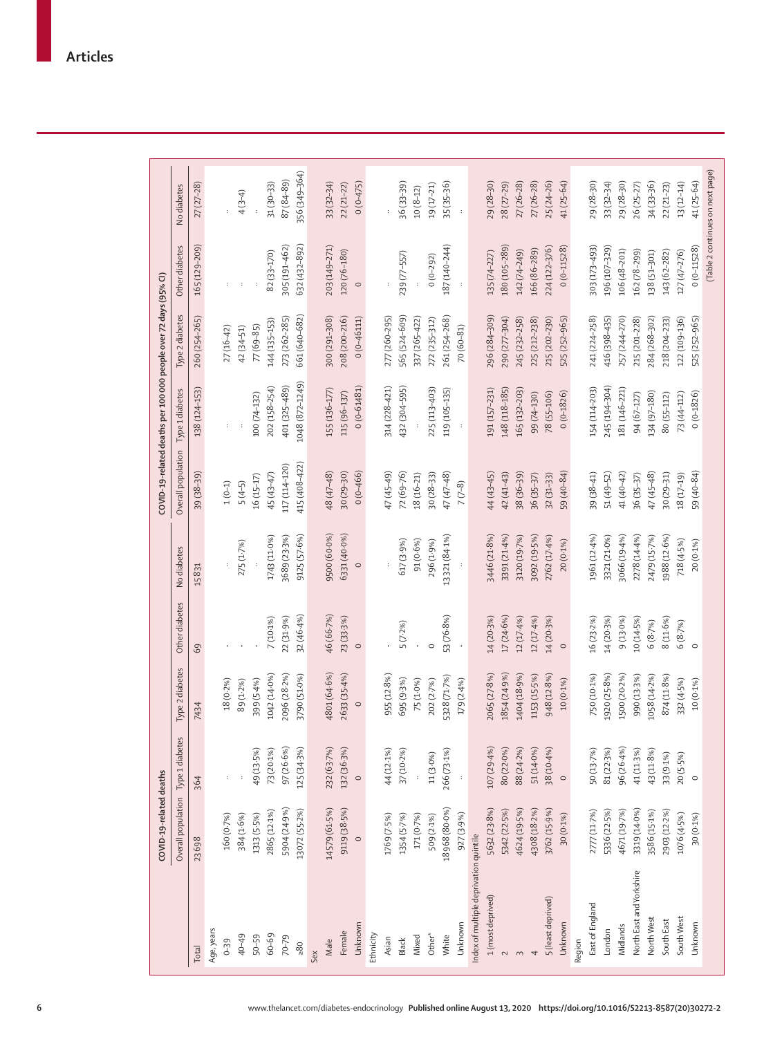| | COVID-19-related deaths | | | | | COVID-19-related deaths per 100 000 people over 72 days (95% CI) | | | | |
|---|---|---|---|---|---|---|---|---|---|---|
| | Overall population | Type 1 diabetes | Type 2 diabetes | Other diabetes | No diabetes | Overall population | Type 1 diabetes | Type 2 diabetes | Other diabetes | No diabetes |
| Total | 23 698 | 364 | 7434 | 69 | 15 831 | 39 (38–39) | 138 (124–153) | 260 (254–265) | 165 (129–209) | 27 (27–28) |
| Age, years | | | | | | | | | | |
| 0–39 | 160 (0·7%) | .. | 18 (0·2%) | .. | .. | 1 (0–1) | .. | 27 (16–42) | .. | .. |
| 40–49 | 384 (1·6%) | .. | 89 (1·2%) | .. | 275 (1·7%) | 5 (4–5) | .. | 42 (34–51) | .. | 4 (3–4) |
| 50–59 | 1313 (5·5%) | 49 (13·5%) | 399 (5·4%) | .. | .. | 16 (15–17) | 100 (74–132) | 77 (69–85) | .. | .. |
| 60–69 | 2865 (12·1%) | 73 (20·1%) | 1042 (14·0%) | 7 (10·1%) | 1743 (11·0%) | 45 (43–47) | 202 (158–254) | 144 (135–153) | 82 (33–170) | 31 (30–33) |
| 70–79 | 5904 (24·9%) | 97 (26·6%) | 2096 (28·2%) | 22 (31·9%) | 3689 (23·3%) | 117 (114–120) | 401 (325–489) | 273 (262–285) | 305 (191–462) | 87 (84–89) |
| ≥80 | 13 072 (55·2%) | 125 (34·3%) | 3790 (51·0%) | 32 (46·4%) | 9125 (57·6%) | 415 (408–422) | 1048 (872–1249) | 661 (640–682) | 632 (432–892) | 356 (349–364) |
| Sex | | | | | | | | | | |
| Male | 14 579 (61·5%) | 232 (63·7%) | 4801 (64·6%) | 46 (66·7%) | 9500 (60·0%) | 48 (47–48) | 155 (136–177) | 300 (291–308) | 203 (149–271) | 33 (32–34) |
| Female | 9119 (38·5%) | 132 (36·3%) | 2633 (35·4%) | 23 (33·3%) | 6331 (40·0%) | 30 (29–30) | 115 (96–137) | 208 (200–216) | 120 (76–180) | 22 (21–22) |
| Unknown | 0 | 0 | 0 | 0 | 0 | 0 (0–466) | 0 (0–61 481) | 0 (0–46 111) | 0 | 0 (0–475) |
| Ethnicity | | | | | | | | | | |
| Asian | 1769 (7·5%) | 44 (12·1%) | 955 (12·8%) | .. | .. | 47 (45–49) | 314 (228–421) | 277 (260–295) | .. | .. |
| Black | 1354 (5·7%) | 37 (10·2%) | 695 (9·3%) | 5 (7·2%) | 617 (3·9%) | 72 (69–76) | 432 (304–595) | 565 (524–609) | 239 (77–557) | 36 (33–39) |
| Mixed | 171 (0·7%) | .. | 75 (1·0%) | .. | 91 (0·6%) | 18 (16–21) | .. | 337 (265–422) | .. | 10 (8–12) |
| Other* | 509 (2·1%) | 11 (3·0%) | 202 (2·7%) | 0 | 296 (1·9%) | 30 (28–33) | 225 (113–403) | 272 (235–312) | 0 (0–292) | 19 (17–21) |
| White | 18 968 (80·0%) | 266 (73·1%) | 5328 (71·7%) | 53 (76·8%) | 13 321 (84·1%) | 47 (47–48) | 119 (105–135) | 261 (254–268) | 187 (140–244) | 35 (35–36) |
| Unknown | 927 (3·9%) | .. | 179 (2·4%) | .. | .. | 7 (7–8) | .. | 70 (60–81) | .. | .. |
| Index of multiple deprivation quintile | | | | | | | | | | |
| 1 (most deprived) | 5632 (23·8%) | 107 (29·4%) | 2065 (27·8%) | 14 (20·3%) | 3446 (21·8%) | 44 (43–45) | 191 (157–231) | 296 (284–309) | 135 (74–227) | 29 (28–30) |
| 2 | 5342 (22·5%) | 80 (22·0%) | 1854 (24·9%) | 17 (24·6%) | 3391 (21·4%) | 42 (41–43) | 148 (118–185) | 290 (277–304) | 180 (105–289) | 28 (27–29) |
| 3 | 4624 (19·5%) | 88 (24·2%) | 1404 (18·9%) | 12 (17·4%) | 3120 (19·7%) | 38 (36–39) | 165 (132–203) | 245 (232–258) | 142 (74–249) | 27 (26–28) |
| 4 | 4308 (18·2%) | 51 (14·0%) | 1153 (15·5%) | 12 (17·4%) | 3092 (19·5%) | 36 (35–37) | 99 (74–130) | 225 (212–238) | 166 (86–289) | 27 (26–28) |
| 5 (least deprived) | 3762 (15·9%) | 38 (10·4%) | 948 (12·8%) | 14 (20·3%) | 2762 (17·4%) | 32 (31–33) | 78 (55–106) | 215 (202–230) | 224 (122–376) | 25 (24–26) |
| Unknown | 30 (0·1%) | 0 | 10 (0·1%) | 0 | 20 (0·1%) | 59 (40–84) | 0 (0–1826) | 525 (252–965) | 0 (0–11 528) | 41 (25–64) |
| Region | | | | | | | | | | |
| East of England | 2777 (11·7%) | 50 (13·7%) | 750 (10·1%) | 16 (23·2%) | 1961 (12·4%) | 39 (38–41) | 154 (114–203) | 241 (224–258) | 303 (173–493) | 29 (28–30) |
| London | 5336 (22·5%) | 81 (22·3%) | 1920 (25·8%) | 14 (20·3%) | 3321 (21·0%) | 51 (49–52) | 245 (194–304) | 416 (398–435) | 196 (107–329) | 33 (32–34) |
| Midlands | 4671 (19·7%) | 96 (26·4%) | 1500 (20·2%) | 9 (13·0%) | 3066 (19·4%) | 41 (40–42) | 181 (146–221) | 257 (244–270) | 106 (48–201) | 29 (28–30) |
| North East and Yorkshire | 3319 (14·0%) | 41 (11·3%) | 990 (13·3%) | 10 (14·5%) | 2278 (14·4%) | 36 (35–37) | 94 (67–127) | 215 (201–228) | 162 (78–299) | 26 (25–27) |
| North West | 3586 (15·1%) | 43 (11·8%) | 1058 (14·2%) | 6 (8·7%) | 2479 (15·7%) | 47 (45–48) | 134 (97–180) | 284 (268–302) | 138 (51–301) | 34 (33–36) |
| South East | 2903 (12·2%) | 33 (9·1%) | 874 (11·8%) | 8 (11·6%) | 1988 (12·6%) | 30 (29–31) | 80 (55–112) | 218 (204–233) | 143 (62–282) | 22 (21–23) |
| South West | 1076 (4·5%) | 20 (5·5%) | 332 (4·5%) | 6 (8·7%) | 718 (4·5%) | 18 (17–19) | 73 (44–112) | 122 (109–136) | 127 (47–276) | 13 (12–14) |
| Unknown | 30 (0·1%) | 0 | 10 (0·1%) | 0 | 20 (0·1%) | 59 (40–84) | 0 (0–1826) | 525 (252–965) | 0 (0–11 528) | 41 (25–64) |

(Table 2 continues on next page)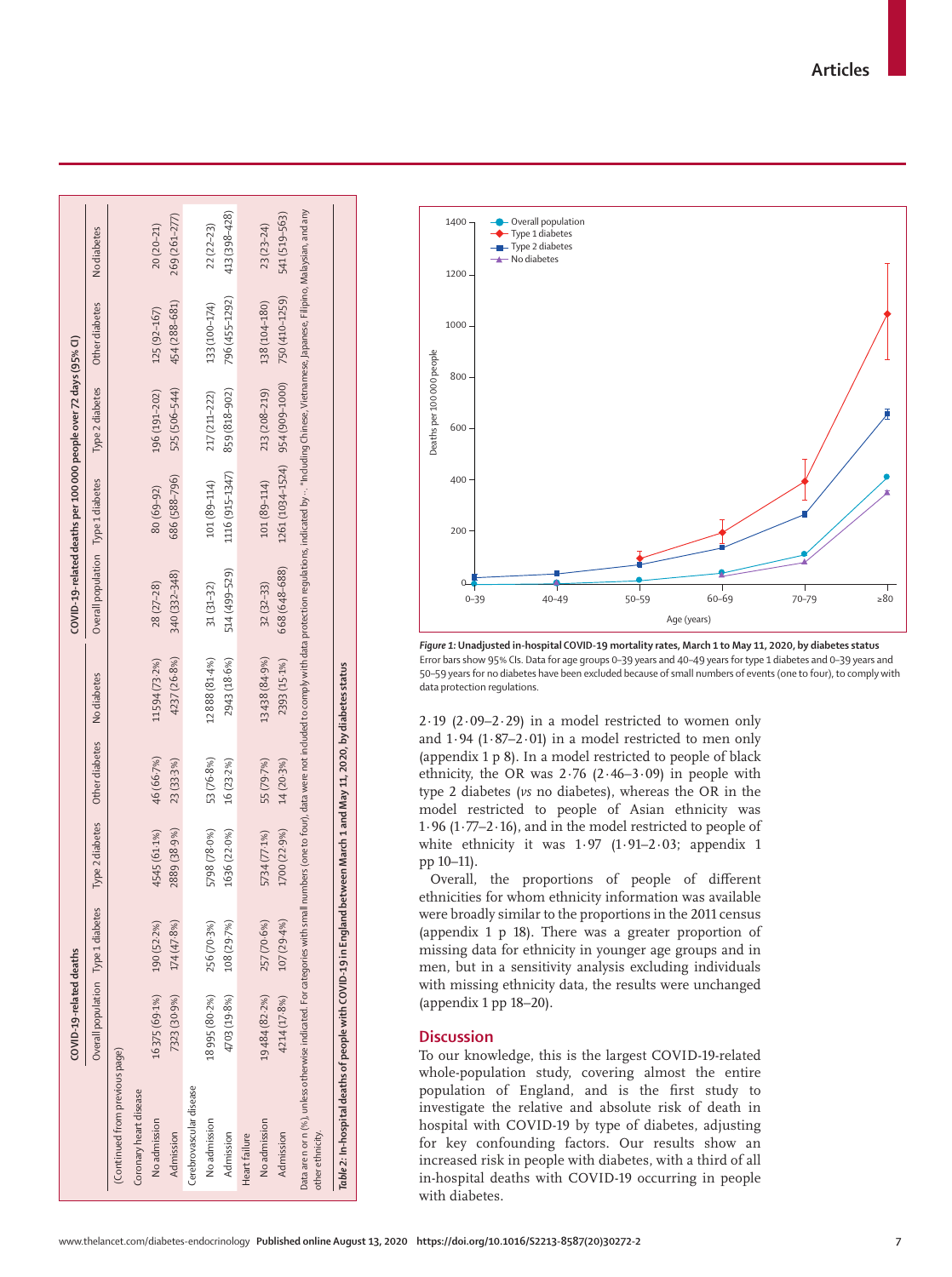| | COVID-19-related deaths | | | | | COVID-19-related deaths per 100 000 people over 72 days (95% CI) | | | | |
|---|---|---|---|---|---|---|---|---|---|---|
| | Overall population | Type 1 diabetes | Type 2 diabetes | Other diabetes | No diabetes | Overall population | Type 1 diabetes | Type 2 diabetes | Other diabetes | No diabetes |
| (Continued from previous page) | | | | | | | | | | |
| Coronary heart disease | | | | | | | | | | |
| No admission | 16 375 (69·1%) | 190 (52·2%) | 4545 (61·1%) | 46 (66·7%) | 11 594 (73·2%) | 28 (27–28) | 80 (69–92) | 196 (191–202) | 125 (92–167) | 20 (20–21) |
| Admission | 7323 (30·9%) | 174 (47·8%) | 2889 (38·9%) | 23 (33·3%) | 4237 (26·8%) | 340 (332–348) | 686 (588–796) | 525 (506–544) | 454 (288–681) | 269 (261–277) |
| Cerebrovascular disease | | | | | | | | | | |
| No admission | 18 995 (80·2%) | 256 (70·3%) | 5798 (78·0%) | 53 (76·8%) | 12 888 (81·4%) | 31 (31–32) | 101 (89–114) | 217 (211–222) | 133 (100–174) | 22 (22–23) |
| Admission | 4703 (19·8%) | 108 (29·7%) | 1636 (22·0%) | 16 (23·2%) | 2943 (18·6%) | 514 (499–529) | 1116 (915–1347) | 859 (818–902) | 796 (455–1292) | 413 (398–428) |
| Heart failure | | | | | | | | | | |
| No admission | 19 484 (82·2%) | 257 (70·6%) | 5734 (77·1%) | 55 (79·7%) | 13 438 (84·9%) | 32 (32–33) | 101 (89–114) | 213 (208–219) | 138 (104–180) | 23 (23–24) |
| Admission | 4214 (17·8%) | 107 (29·4%) | 1700 (22·9%) | 14 (20·3%) | 2393 (15·1%) | 668 (648–688) | 1261 (1034–1524) | 954 (909–1000) | 750 (410–1259) | 541 (519–563) |

Data are n or n (%), unless otherwise indicated. For categories with small numbers (one to four), data were not included to comply with data protection regulations, indicated by ··. *Including Chinese, Vietnamese, Japanese, Filipino, Malaysian, and any other ethnicity.

**Table 2:** In-hospital deaths of people with COVID-19 in England between March 1 and May 11, 2020, by diabetes status

**Figure 1: Unadjusted in-hospital COVID-19 mortality rates, March 1 to May 11, 2020, by diabetes status**
Error bars show 95% CIs. Data for age groups 0–39 years and 40–49 years for type 1 diabetes and 0–39 years and 50–59 years for no diabetes have been excluded because of small numbers of events (one to four), to comply with data protection regulations.

2·19 (2·09–2·29) in a model restricted to women only and 1·94 (1·87–2·01) in a model restricted to men only (appendix 1 p 8). In a model restricted to people of black ethnicity, the OR was 2·76 (2·46–3·09) in people with type 2 diabetes (*vs* no diabetes), whereas the OR in the model restricted to people of Asian ethnicity was 1·96 (1·77–2·16), and in the model restricted to people of white ethnicity it was 1·97 (1·91–2·03; appendix 1 pp 10–11).

Overall, the proportions of people of different ethnicities for whom ethnicity information was available were broadly similar to the proportions in the 2011 census (appendix 1 p 18). There was a greater proportion of missing data for ethnicity in younger age groups and in men, but in a sensitivity analysis excluding individuals with missing ethnicity data, the results were unchanged (appendix 1 pp 18–20).

## Discussion

To our knowledge, this is the largest COVID-19-related whole-population study, covering almost the entire population of England, and is the first study to investigate the relative and absolute risk of death in hospital with COVID-19 by type of diabetes, adjusting for key confounding factors. Our results show an increased risk in people with diabetes, with a third of all in-hospital deaths with COVID-19 occurring in people with diabetes.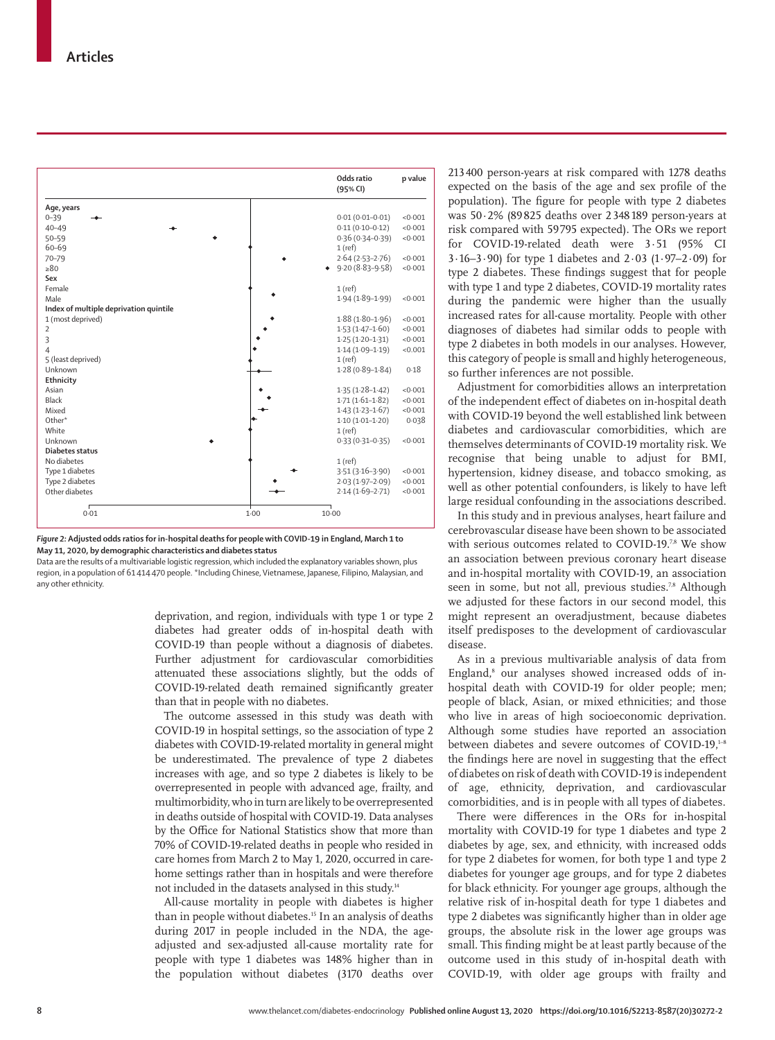| | Odds ratio (95% CI) | p value |
|---|---|---|
| **Age, years** | | |
| 0–39 | 0·01 (0·01–0·01) | <0·001 |
| 40–49 | 0·11 (0·10–0·12) | <0·001 |
| 50–59 | 0·36 (0·34–0·39) | <0·001 |
| 60–69 | 1 (ref) | |
| 70–79 | 2·64 (2·53–2·76) | <0·001 |
| ≥80 | 9·20 (8·83–9·58) | <0·001 |
| **Sex** | | |
| Female | 1 (ref) | |
| Male | 1·94 (1·89–1·99) | <0·001 |
| **Index of multiple deprivation quintile** | | |
| 1 (most deprived) | 1·88 (1·80–1·96) | <0·001 |
| 2 | 1·53 (1·47–1·60) | <0·001 |
| 3 | 1·25 (1·20–1·31) | <0·001 |
| 4 | 1·14 (1·09–1·19) | <0·001 |
| 5 (least deprived) | 1 (ref) | |
| Unknown | 1·28 (0·89–1·84) | 0·18 |
| **Ethnicity** | | |
| Asian | 1·35 (1·28–1·42) | <0·001 |
| Black | 1·71 (1·61–1·82) | <0·001 |
| Mixed | 1·43 (1·23–1·67) | <0·001 |
| Other* | 1·10 (1·01–1·20) | 0·038 |
| White | 1 (ref) | |
| Unknown | 0·33 (0·31–0·35) | <0·001 |
| **Diabetes status** | | |
| No diabetes | 1 (ref) | |
| Type 1 diabetes | 3·51 (3·16–3·90) | <0·001 |
| Type 2 diabetes | 2·03 (1·97–2·09) | <0·001 |
| Other diabetes | 2·14 (1·69–2·71) | <0·001 |

***Figure 2:*** **Adjusted odds ratios for in-hospital deaths for people with COVID-19 in England, March 1 to May 11, 2020, by demographic characteristics and diabetes status**

Data are the results of a multivariable logistic regression, which included the explanatory variables shown, plus region, in a population of 61 414 470 people. *Including Chinese, Vietnamese, Japanese, Filipino, Malaysian, and any other ethnicity.

deprivation, and region, individuals with type 1 or type 2 diabetes had greater odds of in-hospital death with COVID-19 than people without a diagnosis of diabetes. Further adjustment for cardiovascular comorbidities attenuated these associations slightly, but the odds of COVID-19-related death remained significantly greater than that in people with no diabetes.

The outcome assessed in this study was death with COVID-19 in hospital settings, so the association of type 2 diabetes with COVID-19-related mortality in general might be underestimated. The prevalence of type 2 diabetes increases with age, and so type 2 diabetes is likely to be overrepresented in people with advanced age, frailty, and multimorbidity, who in turn are likely to be overrepresented in deaths outside of hospital with COVID-19. Data analyses by the Office for National Statistics show that more than 70% of COVID-19-related deaths in people who resided in care homes from March 2 to May 1, 2020, occurred in care-home settings rather than in hospitals and were therefore not included in the datasets analysed in this study.[14]

All-cause mortality in people with diabetes is higher than in people without diabetes.[15] In an analysis of deaths during 2017 in people included in the NDA, the age-adjusted and sex-adjusted all-cause mortality rate for people with type 1 diabetes was 148% higher than in the population without diabetes (3170 deaths over 213 400 person-years at risk compared with 1278 deaths expected on the basis of the age and sex profile of the population). The figure for people with type 2 diabetes was 50·2% (89 825 deaths over 2 348 189 person-years at risk compared with 59 795 expected). The ORs we report for COVID-19-related death were 3·51 (95% CI 3·16–3·90) for type 1 diabetes and 2·03 (1·97–2·09) for type 2 diabetes. These findings suggest that for people with type 1 and type 2 diabetes, COVID-19 mortality rates during the pandemic were higher than the usually increased rates for all-cause mortality. People with other diagnoses of diabetes had similar odds to people with type 2 diabetes in both models in our analyses. However, this category of people is small and highly heterogeneous, so further inferences are not possible.

Adjustment for comorbidities allows an interpretation of the independent effect of diabetes on in-hospital death with COVID-19 beyond the well established link between diabetes and cardiovascular comorbidities, which are themselves determinants of COVID-19 mortality risk. We recognise that being unable to adjust for BMI, hypertension, kidney disease, and tobacco smoking, as well as other potential confounders, is likely to have left large residual confounding in the associations described.

In this study and in previous analyses, heart failure and cerebrovascular disease have been shown to be associated with serious outcomes related to COVID-19.[7,8] We show an association between previous coronary heart disease and in-hospital mortality with COVID-19, an association seen in some, but not all, previous studies.[7,8] Although we adjusted for these factors in our second model, this might represent an overadjustment, because diabetes itself predisposes to the development of cardiovascular disease.

As in a previous multivariable analysis of data from England,[8] our analyses showed increased odds of in-hospital death with COVID-19 for older people; men; people of black, Asian, or mixed ethnicities; and those who live in areas of high socioeconomic deprivation. Although some studies have reported an association between diabetes and severe outcomes of COVID-19,[1–8] the findings here are novel in suggesting that the effect of diabetes on risk of death with COVID-19 is independent of age, ethnicity, deprivation, and cardiovascular comorbidities, and is in people with all types of diabetes.

There were differences in the ORs for in-hospital mortality with COVID-19 for type 1 diabetes and type 2 diabetes by age, sex, and ethnicity, with increased odds for type 2 diabetes for women, for both type 1 and type 2 diabetes for younger age groups, and for type 2 diabetes for black ethnicity. For younger age groups, although the relative risk of in-hospital death for type 1 diabetes and type 2 diabetes was significantly higher than in older age groups, the absolute risk in the lower age groups was small. This finding might be at least partly because of the outcome used in this study of in-hospital death with COVID-19, with older age groups with frailty and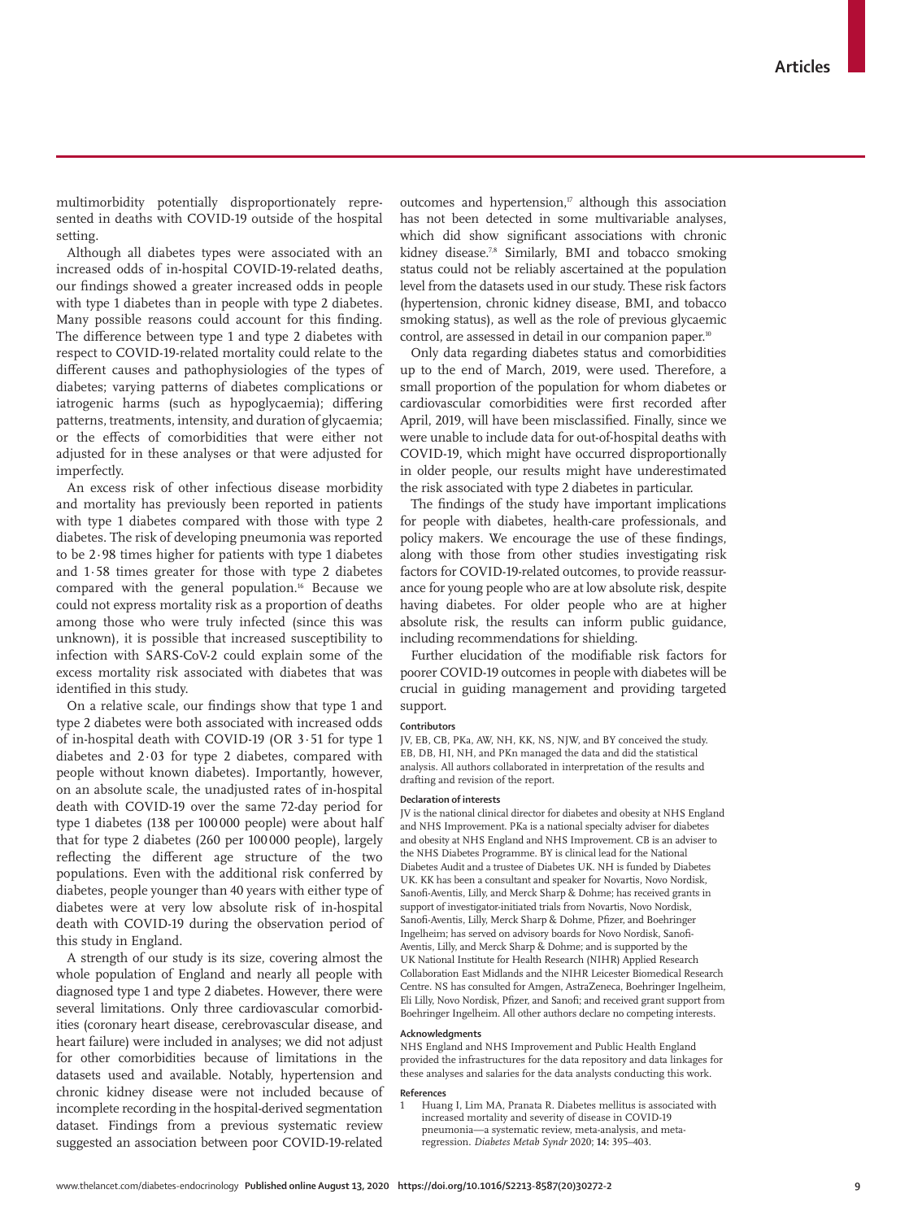multimorbidity potentially disproportionately represented in deaths with COVID-19 outside of the hospital setting.

Although all diabetes types were associated with an increased odds of in-hospital COVID-19-related deaths, our findings showed a greater increased odds in people with type 1 diabetes than in people with type 2 diabetes. Many possible reasons could account for this finding. The difference between type 1 and type 2 diabetes with respect to COVID-19-related mortality could relate to the different causes and pathophysiologies of the types of diabetes; varying patterns of diabetes complications or iatrogenic harms (such as hypoglycaemia); differing patterns, treatments, intensity, and duration of glycaemia; or the effects of comorbidities that were either not adjusted for in these analyses or that were adjusted for imperfectly.

An excess risk of other infectious disease morbidity and mortality has previously been reported in patients with type 1 diabetes compared with those with type 2 diabetes. The risk of developing pneumonia was reported to be 2·98 times higher for patients with type 1 diabetes and 1·58 times greater for those with type 2 diabetes compared with the general population.[16] Because we could not express mortality risk as a proportion of deaths among those who were truly infected (since this was unknown), it is possible that increased susceptibility to infection with SARS-CoV-2 could explain some of the excess mortality risk associated with diabetes that was identified in this study.

On a relative scale, our findings show that type 1 and type 2 diabetes were both associated with increased odds of in-hospital death with COVID-19 (OR 3·51 for type 1 diabetes and 2·03 for type 2 diabetes, compared with people without known diabetes). Importantly, however, on an absolute scale, the unadjusted rates of in-hospital death with COVID-19 over the same 72-day period for type 1 diabetes (138 per 100 000 people) were about half that for type 2 diabetes (260 per 100 000 people), largely reflecting the different age structure of the two populations. Even with the additional risk conferred by diabetes, people younger than 40 years with either type of diabetes were at very low absolute risk of in-hospital death with COVID-19 during the observation period of this study in England.

A strength of our study is its size, covering almost the whole population of England and nearly all people with diagnosed type 1 and type 2 diabetes. However, there were several limitations. Only three cardiovascular comorbidities (coronary heart disease, cerebrovascular disease, and heart failure) were included in analyses; we did not adjust for other comorbidities because of limitations in the datasets used and available. Notably, hypertension and chronic kidney disease were not included because of incomplete recording in the hospital-derived segmentation dataset. Findings from a previous systematic review suggested an association between poor COVID-19-related outcomes and hypertension,[17] although this association has not been detected in some multivariable analyses, which did show significant associations with chronic kidney disease.[7,8] Similarly, BMI and tobacco smoking status could not be reliably ascertained at the population level from the datasets used in our study. These risk factors (hypertension, chronic kidney disease, BMI, and tobacco smoking status), as well as the role of previous glycaemic control, are assessed in detail in our companion paper.[10]

Only data regarding diabetes status and comorbidities up to the end of March, 2019, were used. Therefore, a small proportion of the population for whom diabetes or cardiovascular comorbidities were first recorded after April, 2019, will have been misclassified. Finally, since we were unable to include data for out-of-hospital deaths with COVID-19, which might have occurred disproportionally in older people, our results might have underestimated the risk associated with type 2 diabetes in particular.

The findings of the study have important implications for people with diabetes, health-care professionals, and policy makers. We encourage the use of these findings, along with those from other studies investigating risk factors for COVID-19-related outcomes, to provide reassurance for young people who are at low absolute risk, despite having diabetes. For older people who are at higher absolute risk, the results can inform public guidance, including recommendations for shielding.

Further elucidation of the modifiable risk factors for poorer COVID-19 outcomes in people with diabetes will be crucial in guiding management and providing targeted support.

#### Contributors

JV, EB, CB, PKa, AW, NH, KK, NS, NJW, and BY conceived the study. EB, DB, HI, NH, and PKn managed the data and did the statistical analysis. All authors collaborated in interpretation of the results and drafting and revision of the report.

#### Declaration of interests

JV is the national clinical director for diabetes and obesity at NHS England and NHS Improvement. PKa is a national specialty adviser for diabetes and obesity at NHS England and NHS Improvement. CB is an adviser to the NHS Diabetes Programme. BY is clinical lead for the National Diabetes Audit and a trustee of Diabetes UK. NH is funded by Diabetes UK. KK has been a consultant and speaker for Novartis, Novo Nordisk, Sanofi-Aventis, Lilly, and Merck Sharp & Dohme; has received grants in support of investigator-initiated trials from Novartis, Novo Nordisk, Sanofi-Aventis, Lilly, Merck Sharp & Dohme, Pfizer, and Boehringer Ingelheim; has served on advisory boards for Novo Nordisk, Sanofi-Aventis, Lilly, and Merck Sharp & Dohme; and is supported by the UK National Institute for Health Research (NIHR) Applied Research Collaboration East Midlands and the NIHR Leicester Biomedical Research Centre. NS has consulted for Amgen, AstraZeneca, Boehringer Ingelheim, Eli Lilly, Novo Nordisk, Pfizer, and Sanofi; and received grant support from Boehringer Ingelheim. All other authors declare no competing interests.

#### Acknowledgments

NHS England and NHS Improvement and Public Health England provided the infrastructures for the data repository and data linkages for these analyses and salaries for the data analysts conducting this work.

#### References

1 Huang I, Lim MA, Pranata R. Diabetes mellitus is associated with increased mortality and severity of disease in COVID-19 pneumonia—a systematic review, meta-analysis, and meta-regression. *Diabetes Metab Syndr* 2020; **14:** 395–403.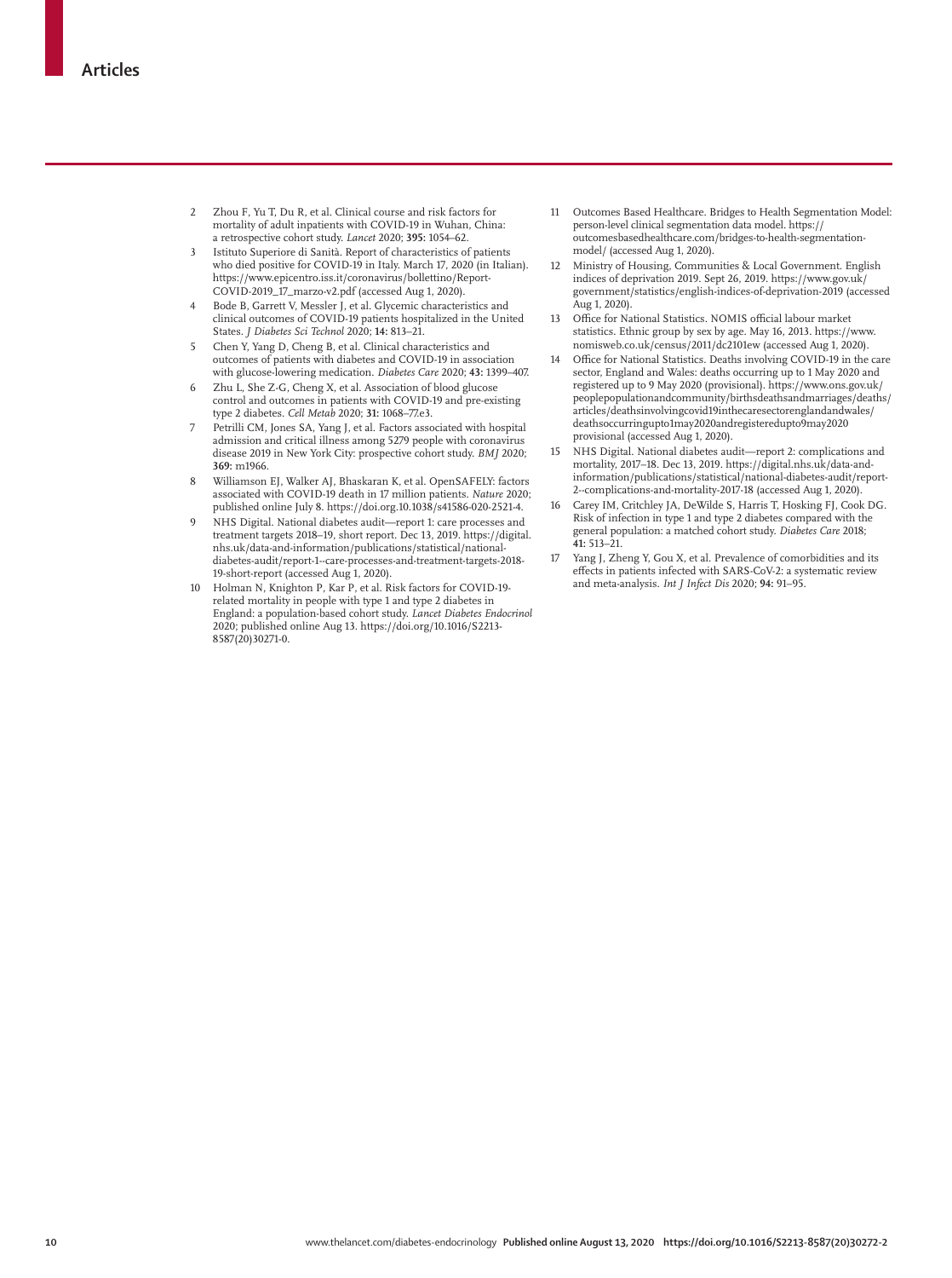2. Zhou F, Yu T, Du R, et al. Clinical course and risk factors for mortality of adult inpatients with COVID-19 in Wuhan, China: a retrospective cohort study. *Lancet* 2020; **395:** 1054–62.
3. Istituto Superiore di Sanità. Report of characteristics of patients who died positive for COVID-19 in Italy. March 17, 2020 (in Italian). https://www.epicentro.iss.it/coronavirus/bollettino/Report-COVID-2019_17_marzo-v2.pdf (accessed Aug 1, 2020).
4. Bode B, Garrett V, Messler J, et al. Glycemic characteristics and clinical outcomes of COVID-19 patients hospitalized in the United States. *J Diabetes Sci Technol* 2020; **14:** 813–21.
5. Chen Y, Yang D, Cheng B, et al. Clinical characteristics and outcomes of patients with diabetes and COVID-19 in association with glucose-lowering medication. *Diabetes Care* 2020; **43:** 1399–407.
6. Zhu L, She Z-G, Cheng X, et al. Association of blood glucose control and outcomes in patients with COVID-19 and pre-existing type 2 diabetes. *Cell Metab* 2020; **31:** 1068–77.e3.
7. Petrilli CM, Jones SA, Yang J, et al. Factors associated with hospital admission and critical illness among 5279 people with coronavirus disease 2019 in New York City: prospective cohort study. *BMJ* 2020; **369:** m1966.
8. Williamson EJ, Walker AJ, Bhaskaran K, et al. OpenSAFELY: factors associated with COVID-19 death in 17 million patients. *Nature* 2020; published online July 8. https://doi.org.10.1038/s41586-020-2521-4.
9. NHS Digital. National diabetes audit—report 1: care processes and treatment targets 2018–19, short report. Dec 13, 2019. https://digital.nhs.uk/data-and-information/publications/statistical/national-diabetes-audit/report-1--care-processes-and-treatment-targets-2018-19-short-report (accessed Aug 1, 2020).
10. Holman N, Knighton P, Kar P, et al. Risk factors for COVID-19-related mortality in people with type 1 and type 2 diabetes in England: a population-based cohort study. *Lancet Diabetes Endocrinol* 2020; published online Aug 13. https://doi.org/10.1016/S2213-8587(20)30271-0.
11. Outcomes Based Healthcare. Bridges to Health Segmentation Model: person-level clinical segmentation data model. https://outcomesbasedhealthcare.com/bridges-to-health-segmentation-model/ (accessed Aug 1, 2020).
12. Ministry of Housing, Communities & Local Government. English indices of deprivation 2019. Sept 26, 2019. https://www.gov.uk/government/statistics/english-indices-of-deprivation-2019 (accessed Aug 1, 2020).
13. Office for National Statistics. NOMIS official labour market statistics. Ethnic group by sex by age. May 16, 2013. https://www.nomisweb.co.uk/census/2011/dc2101ew (accessed Aug 1, 2020).
14. Office for National Statistics. Deaths involving COVID-19 in the care sector, England and Wales: deaths occurring up to 1 May 2020 and registered up to 9 May 2020 (provisional). https://www.ons.gov.uk/peoplepopulationandcommunity/birthsdeathsandmarriages/deaths/articles/deathsinvolvingcovid19inthecaresectorenglandandwales/deathsoccurringupto1may2020andregisteredupto9may2020provisional (accessed Aug 1, 2020).
15. NHS Digital. National diabetes audit—report 2: complications and mortality, 2017–18. Dec 13, 2019. https://digital.nhs.uk/data-and-information/publications/statistical/national-diabetes-audit/report-2--complications-and-mortality-2017-18 (accessed Aug 1, 2020).
16. Carey IM, Critchley JA, DeWilde S, Harris T, Hosking FJ, Cook DG. Risk of infection in type 1 and type 2 diabetes compared with the general population: a matched cohort study. *Diabetes Care* 2018; **41:** 513–21.
17. Yang J, Zheng Y, Gou X, et al. Prevalence of comorbidities and its effects in patients infected with SARS-CoV-2: a systematic review and meta-analysis. *Int J Infect Dis* 2020; **94:** 91–95.